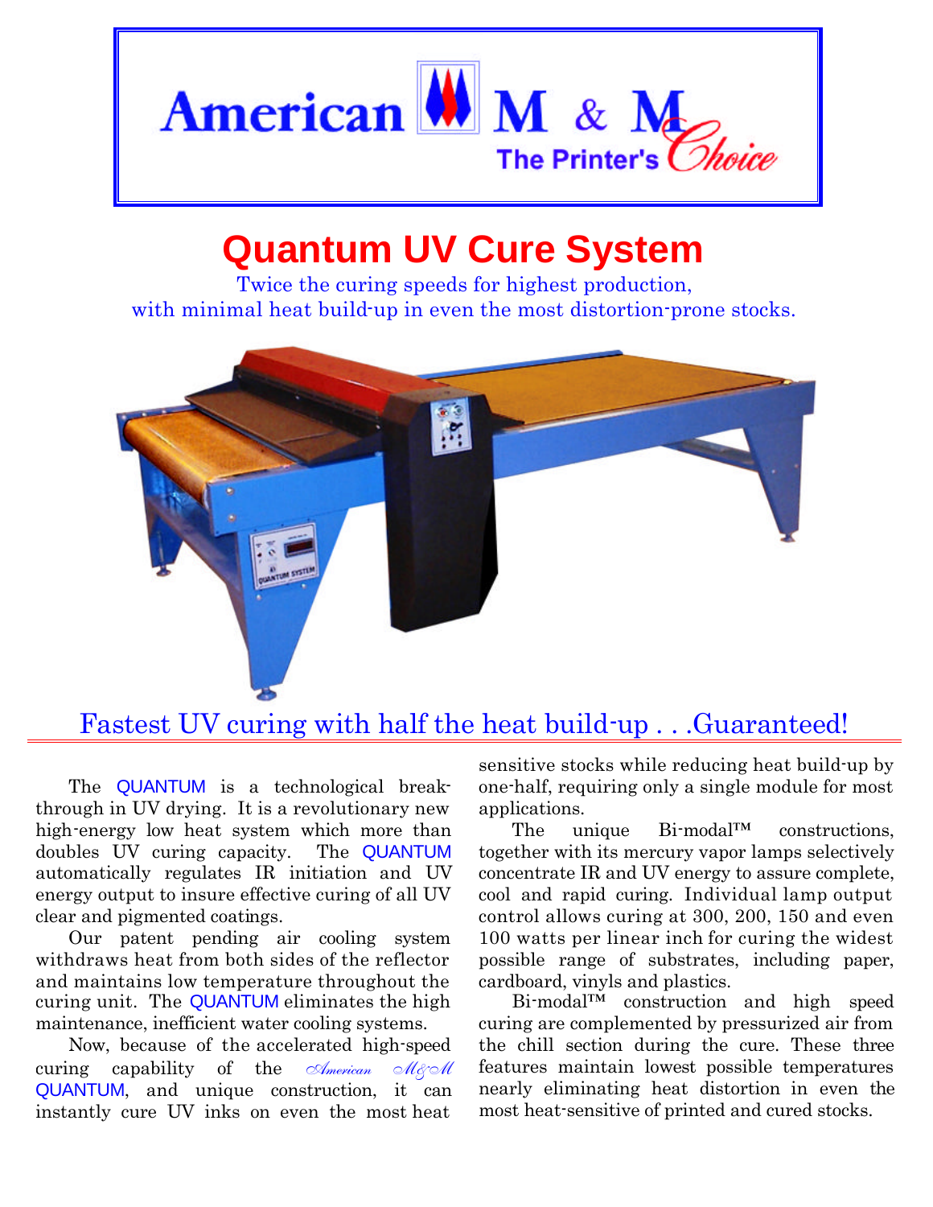American M & M
The Printer's Choice

# Quantum UV Cure System

Twice the curing speeds for highest production,
with minimal heat build-up in even the most distortion-prone stocks.

## Fastest UV curing with half the heat build-up . . .Guaranteed!

The QUANTUM is a technological break-through in UV drying. It is a revolutionary new high-energy low heat system which more than doubles UV curing capacity. The QUANTUM automatically regulates IR initiation and UV energy output to insure effective curing of all UV clear and pigmented coatings.

Our patent pending air cooling system withdraws heat from both sides of the reflector and maintains low temperature throughout the curing unit. The QUANTUM eliminates the high maintenance, inefficient water cooling systems.

Now, because of the accelerated high-speed curing capability of the *American M&M* QUANTUM, and unique construction, it can instantly cure UV inks on even the most heat sensitive stocks while reducing heat build-up by one-half, requiring only a single module for most applications.

The unique Bi-modal™ constructions, together with its mercury vapor lamps selectively concentrate IR and UV energy to assure complete, cool and rapid curing. Individual lamp output control allows curing at 300, 200, 150 and even 100 watts per linear inch for curing the widest possible range of substrates, including paper, cardboard, vinyls and plastics.

Bi-modal™ construction and high speed curing are complemented by pressurized air from the chill section during the cure. These three features maintain lowest possible temperatures nearly eliminating heat distortion in even the most heat-sensitive of printed and cured stocks.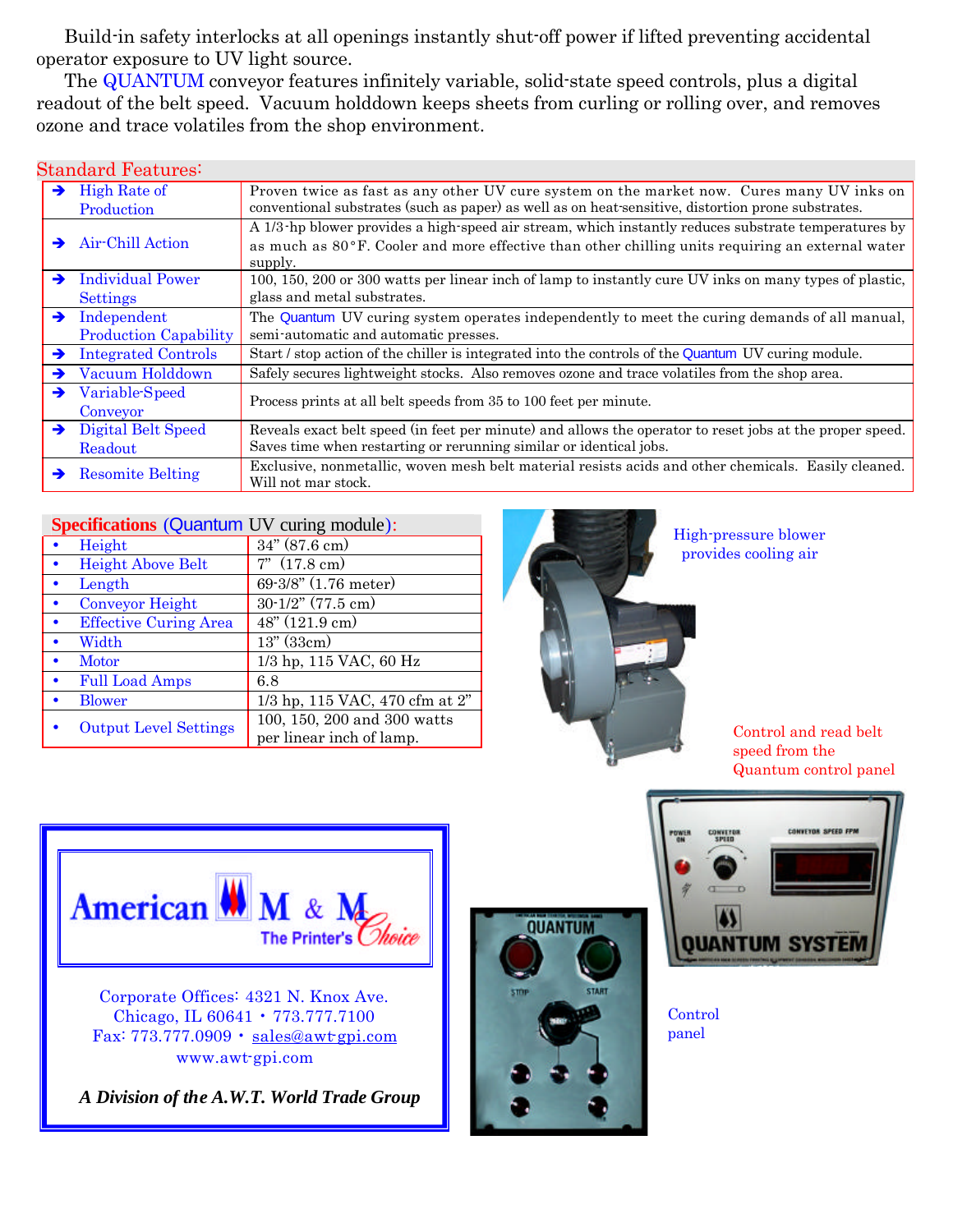Build-in safety interlocks at all openings instantly shut-off power if lifted preventing accidental operator exposure to UV light source.

The QUANTUM conveyor features infinitely variable, solid-state speed controls, plus a digital readout of the belt speed. Vacuum holddown keeps sheets from curling or rolling over, and removes ozone and trace volatiles from the shop environment.

## Standard Features:

| | |
|---|---|
| ➔ High Rate of Production | Proven twice as fast as any other UV cure system on the market now. Cures many UV inks on conventional substrates (such as paper) as well as on heat-sensitive, distortion prone substrates. |
| ➔ Air-Chill Action | A 1/3-hp blower provides a high-speed air stream, which instantly reduces substrate temperatures by as much as 80°F. Cooler and more effective than other chilling units requiring an external water supply. |
| ➔ Individual Power Settings | 100, 150, 200 or 300 watts per linear inch of lamp to instantly cure UV inks on many types of plastic, glass and metal substrates. |
| ➔ Independent Production Capability | The Quantum UV curing system operates independently to meet the curing demands of all manual, semi-automatic and automatic presses. |
| ➔ Integrated Controls | Start / stop action of the chiller is integrated into the controls of the Quantum UV curing module. |
| ➔ Vacuum Holddown | Safely secures lightweight stocks. Also removes ozone and trace volatiles from the shop area. |
| ➔ Variable-Speed Conveyor | Process prints at all belt speeds from 35 to 100 feet per minute. |
| ➔ Digital Belt Speed Readout | Reveals exact belt speed (in feet per minute) and allows the operator to reset jobs at the proper speed. Saves time when restarting or rerunning similar or identical jobs. |
| ➔ Resomite Belting | Exclusive, nonmetallic, woven mesh belt material resists acids and other chemicals. Easily cleaned. Will not mar stock. |

## Specifications (Quantum UV curing module):

| | |
|---|---|
| • Height | 34" (87.6 cm) |
| • Height Above Belt | 7" (17.8 cm) |
| • Length | 69-3/8" (1.76 meter) |
| • Conveyor Height | 30-1/2" (77.5 cm) |
| • Effective Curing Area | 48" (121.9 cm) |
| • Width | 13" (33cm) |
| • Motor | 1/3 hp, 115 VAC, 60 Hz |
| • Full Load Amps | 6.8 |
| • Blower | 1/3 hp, 115 VAC, 470 cfm at 2" |
| • Output Level Settings | 100, 150, 200 and 300 watts per linear inch of lamp. |

High-pressure blower provides cooling air

Control and read belt speed from the Quantum control panel

Control panel

American M & M — The Printer's Choice

Corporate Offices: 4321 N. Knox Ave.
Chicago, IL 60641 • 773.777.7100
Fax: 773.777.0909 • sales@awt-gpi.com
www.awt-gpi.com

***A Division of the A.W.T. World Trade Group***